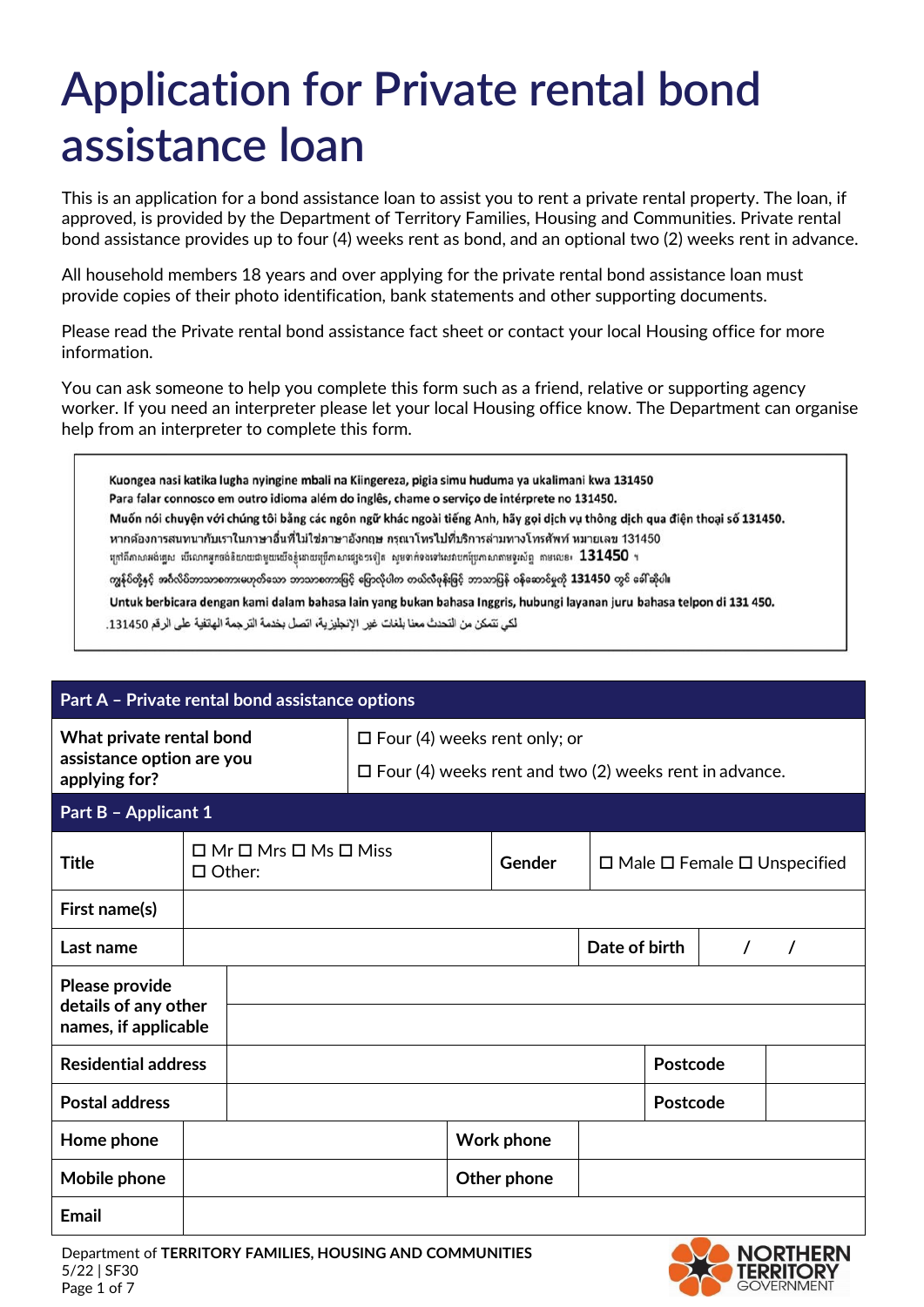# Application for Private rental bond assistance loan

This is an application for a bond assistance loan to assist you to rent a private rental property. The loan, if approved, is provided by the Department of Territory Families, Housing and Communities. Private rental bond assistance provides up to four (4) weeks rent as bond, and an optional two (2) weeks rent in advance.

All household members 18 years and over applying for the private rental bond assistance loan must provide copies of their photo identification, bank statements and other supporting documents.

Please read the Private rental bond assistance fact sheet or contact your local Housing office for more information.

You can ask someone to help you complete this form such as a friend, relative or supporting agency worker. If you need an interpreter please let your local Housing office know. The Department can organise help from an interpreter to complete this form.

> Kuongea nasi katika lugha nyingine mbali na Kiingereza, pigia simu huduma ya ukalimani kwa 131450
> Para falar connosco em outro idioma além do inglês, chame o serviço de intérprete no 131450.
> Muốn nói chuyện với chúng tôi bằng các ngôn ngữ khác ngoài tiếng Anh, hãy gọi dịch vụ thông dịch qua điện thoại số 131450.
> หากต้องการสนทนากับเราในภาษาอื่นที่ไม่ใช่ภาษาอังกฤษ กรุณาโทรไปที่บริการล่ามทางโทรศัพท์ หมายเลข 131450
> ដើម្បីនិយាយជាមួយយើងជាភាសាផ្សេងក្រៅពីភាសាអង់គ្លេស សូមទូរស័ព្ទទៅសេវាបកប្រែភាសាតាមទូរស័ព្ទ តាមលេខ 131450 ។
> ကျွန်ုပ်တို့နှင့် အင်္ဂလိပ်ဘာသာစကားမဟုတ်သော ဘာသာစကားဖြင့် ပြောလိုပါက တယ်လီဖုန်းဖြင့် ဘာသာပြန် ဝန်ဆောင်မှုကို 131450 တွင် ခေါ်ဆိုပါ။
> Untuk berbicara dengan kami dalam bahasa lain yang bukan bahasa Inggris, hubungi layanan juru bahasa telpon di 131 450.
> لكي تتمكن من التحدث معنا بلغات غير الإنجليزية، اتصل بخدمة الترجمة الهاتفية على الرقم 131450.

| Part A – Private rental bond assistance options | |
|---|---|
| **What private rental bond assistance option are you applying for?** | ☐ Four (4) weeks rent only; or<br>☐ Four (4) weeks rent and two (2) weeks rent in advance. |

| Part B – Applicant 1 | | | |
|---|---|---|---|
| **Title** | ☐ Mr ☐ Mrs ☐ Ms ☐ Miss<br>☐ Other: | **Gender** | ☐ Male ☐ Female ☐ Unspecified |
| **First name(s)** | | | |
| **Last name** | | **Date of birth** | / / |
| **Please provide details of any other names, if applicable** | | | |
| **Residential address** | | **Postcode** | |
| **Postal address** | | **Postcode** | |
| **Home phone** | | **Work phone** | |
| **Mobile phone** | | **Other phone** | |
| **Email** | | | |

Department of **TERRITORY FAMILIES, HOUSING AND COMMUNITIES**
5/22 | SF30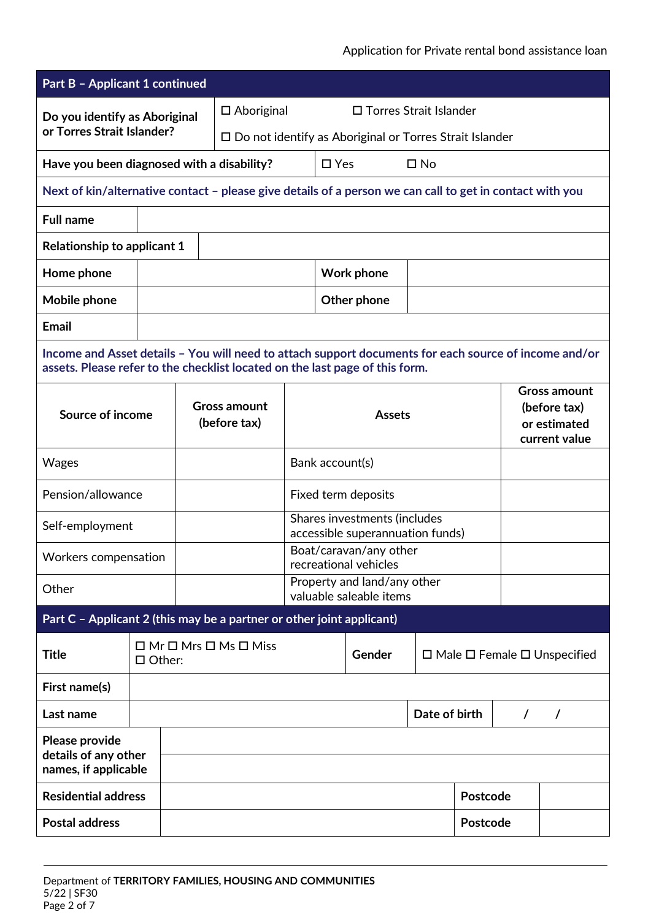## Part B – Applicant 1 continued

| | |
|---|---|
| **Do you identify as Aboriginal or Torres Strait Islander?** | ☐ Aboriginal ☐ Torres Strait Islander<br>☐ Do not identify as Aboriginal or Torres Strait Islander |
| **Have you been diagnosed with a disability?** | ☐ Yes ☐ No |

**Next of kin/alternative contact – please give details of a person we can call to get in contact with you**

| | | | |
|---|---|---|---|
| **Full name** | | | |
| **Relationship to applicant 1** | | | |
| **Home phone** | | **Work phone** | |
| **Mobile phone** | | **Other phone** | |
| **Email** | | | |

**Income and Asset details – You will need to attach support documents for each source of income and/or assets. Please refer to the checklist located on the last page of this form.**

| **Source of income** | **Gross amount (before tax)** | **Assets** | **Gross amount (before tax) or estimated current value** |
|---|---|---|---|
| Wages | | Bank account(s) | |
| Pension/allowance | | Fixed term deposits | |
| Self-employment | | Shares investments (includes accessible superannuation funds) | |
| Workers compensation | | Boat/caravan/any other recreational vehicles | |
| Other | | Property and land/any other valuable saleable items | |

## Part C – Applicant 2 (this may be a partner or other joint applicant)

| | | | |
|---|---|---|---|
| **Title** | ☐ Mr ☐ Mrs ☐ Ms ☐ Miss<br>☐ Other: | **Gender** | ☐ Male ☐ Female ☐ Unspecified |
| **First name(s)** | | | |
| **Last name** | | **Date of birth** | / / |
| **Please provide details of any other names, if applicable** | | | |
| **Residential address** | | **Postcode** | |
| **Postal address** | | **Postcode** | |

Department of **TERRITORY FAMILIES, HOUSING AND COMMUNITIES**
5/22 | SF30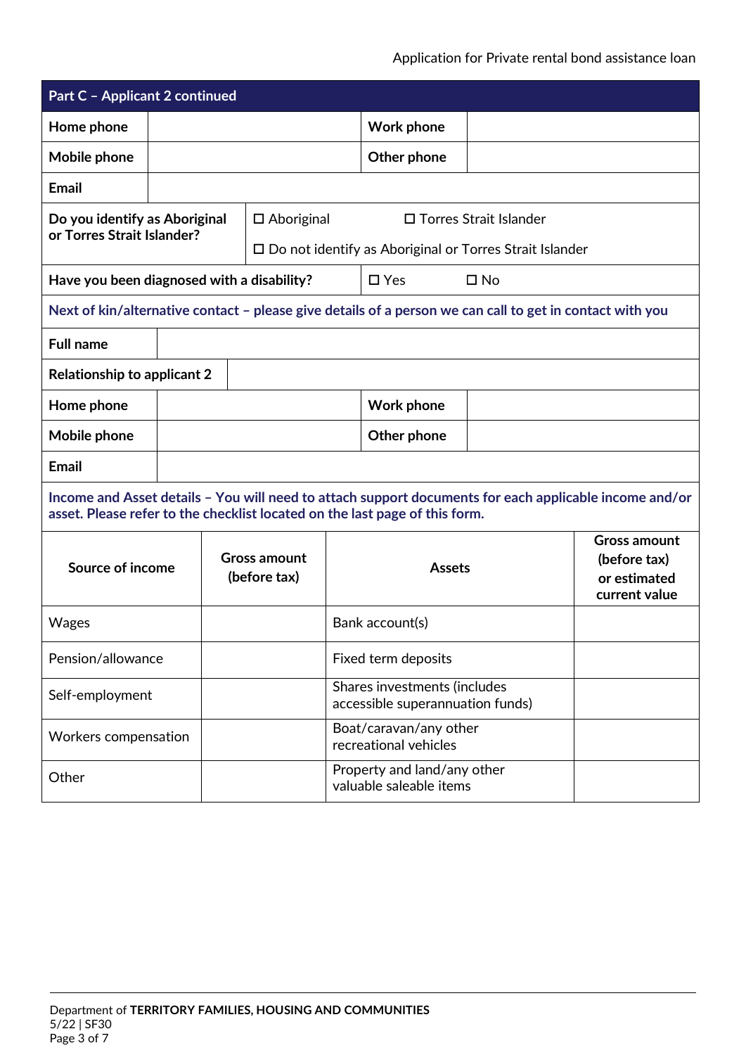## Part C – Applicant 2 continued

| | | | |
|---|---|---|---|
| **Home phone** | | **Work phone** | |
| **Mobile phone** | | **Other phone** | |
| **Email** | | | |

**Do you identify as Aboriginal or Torres Strait Islander?**

☐ Aboriginal ☐ Torres Strait Islander

☐ Do not identify as Aboriginal or Torres Strait Islander

**Have you been diagnosed with a disability?** ☐ Yes ☐ No

**Next of kin/alternative contact – please give details of a person we can call to get in contact with you**

| | | | |
|---|---|---|---|
| **Full name** | | | |
| **Relationship to applicant 2** | | | |
| **Home phone** | | **Work phone** | |
| **Mobile phone** | | **Other phone** | |
| **Email** | | | |

**Income and Asset details – You will need to attach support documents for each applicable income and/or asset. Please refer to the checklist located on the last page of this form.**

| Source of income | Gross amount (before tax) | Assets | Gross amount (before tax) or estimated current value |
|---|---|---|---|
| Wages | | Bank account(s) | |
| Pension/allowance | | Fixed term deposits | |
| Self-employment | | Shares investments (includes accessible superannuation funds) | |
| Workers compensation | | Boat/caravan/any other recreational vehicles | |
| Other | | Property and land/any other valuable saleable items | |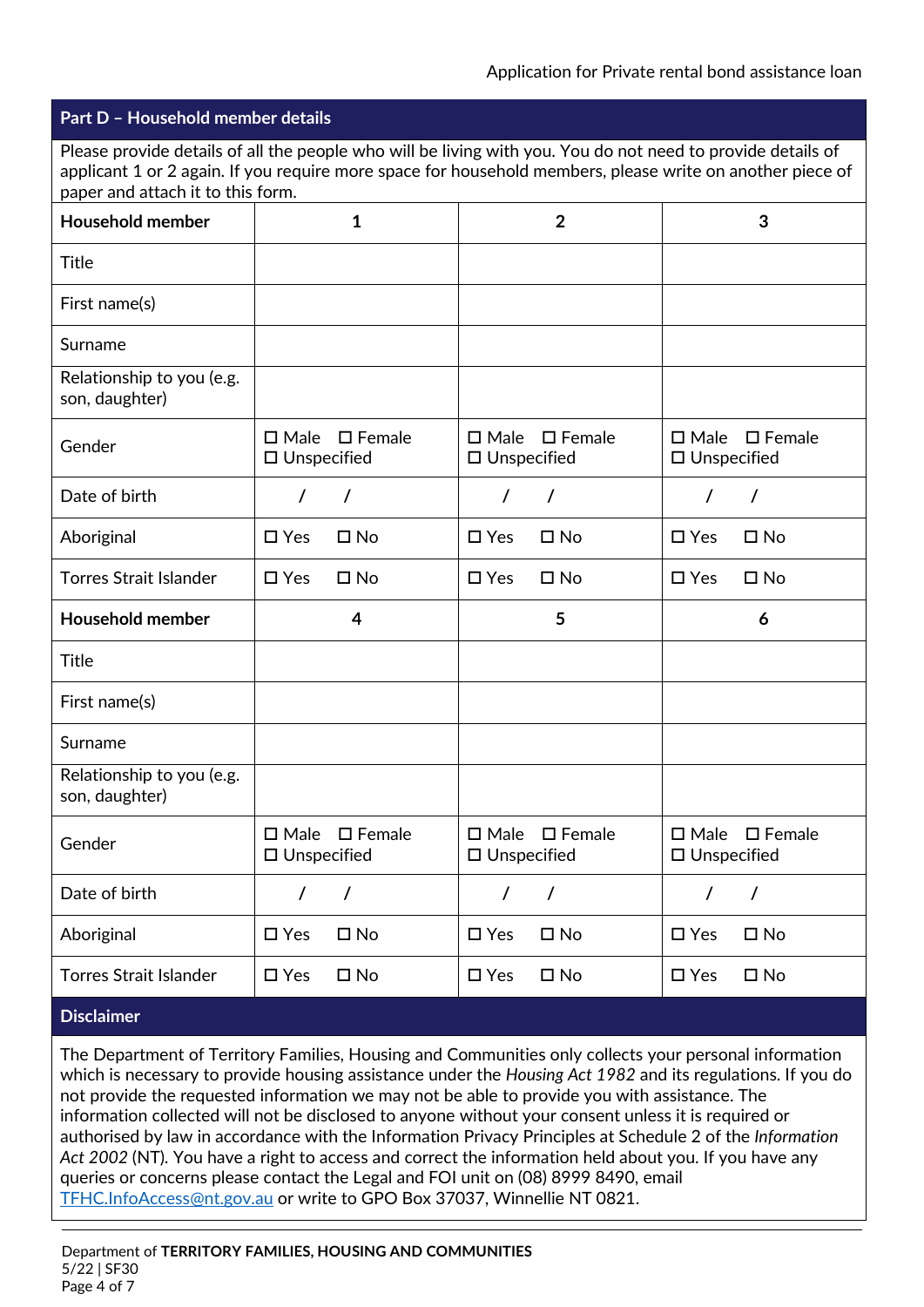## Part D – Household member details

Please provide details of all the people who will be living with you. You do not need to provide details of applicant 1 or 2 again. If you require more space for household members, please write on another piece of paper and attach it to this form.

| **Household member** | **1** | **2** | **3** |
|---|---|---|---|
| Title | | | |
| First name(s) | | | |
| Surname | | | |
| Relationship to you (e.g. son, daughter) | | | |
| Gender | ☐ Male ☐ Female ☐ Unspecified | ☐ Male ☐ Female ☐ Unspecified | ☐ Male ☐ Female ☐ Unspecified |
| Date of birth | / / | / / | / / |
| Aboriginal | ☐ Yes ☐ No | ☐ Yes ☐ No | ☐ Yes ☐ No |
| Torres Strait Islander | ☐ Yes ☐ No | ☐ Yes ☐ No | ☐ Yes ☐ No |
| **Household member** | **4** | **5** | **6** |
| Title | | | |
| First name(s) | | | |
| Surname | | | |
| Relationship to you (e.g. son, daughter) | | | |
| Gender | ☐ Male ☐ Female ☐ Unspecified | ☐ Male ☐ Female ☐ Unspecified | ☐ Male ☐ Female ☐ Unspecified |
| Date of birth | / / | / / | / / |
| Aboriginal | ☐ Yes ☐ No | ☐ Yes ☐ No | ☐ Yes ☐ No |
| Torres Strait Islander | ☐ Yes ☐ No | ☐ Yes ☐ No | ☐ Yes ☐ No |

## Disclaimer

The Department of Territory Families, Housing and Communities only collects your personal information which is necessary to provide housing assistance under the *Housing Act 1982* and its regulations. If you do not provide the requested information we may not be able to provide you with assistance. The information collected will not be disclosed to anyone without your consent unless it is required or authorised by law in accordance with the Information Privacy Principles at Schedule 2 of the *Information Act 2002* (NT). You have a right to access and correct the information held about you. If you have any queries or concerns please contact the Legal and FOI unit on (08) 8999 8490, email [TFHC.InfoAccess@nt.gov.au](mailto:TFHC.InfoAccess@nt.gov.au) or write to GPO Box 37037, Winnellie NT 0821.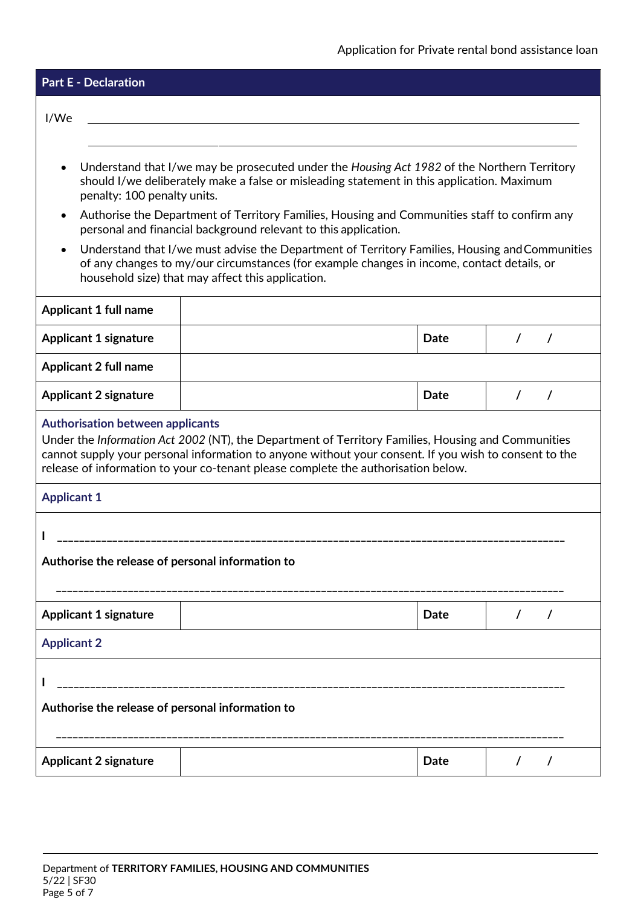## Part E - Declaration

I/We ______________________________________________________________

______________________________________________________________

- Understand that I/we may be prosecuted under the *Housing Act 1982* of the Northern Territory should I/we deliberately make a false or misleading statement in this application. Maximum penalty: 100 penalty units.
- Authorise the Department of Territory Families, Housing and Communities staff to confirm any personal and financial background relevant to this application.
- Understand that I/we must advise the Department of Territory Families, Housing and Communities of any changes to my/our circumstances (for example changes in income, contact details, or household size) that may affect this application.

| | | | |
|---|---|---|---|
| **Applicant 1 full name** | | | |
| **Applicant 1 signature** | | **Date** | / / |
| **Applicant 2 full name** | | | |
| **Applicant 2 signature** | | **Date** | / / |

### Authorisation between applicants

Under the *Information Act 2002* (NT), the Department of Territory Families, Housing and Communities cannot supply your personal information to anyone without your consent. If you wish to consent to the release of information to your co-tenant please complete the authorisation below.

### Applicant 1

**I** ______________________________________________________________

**Authorise the release of personal information to**

______________________________________________________________

| | | | |
|---|---|---|---|
| **Applicant 1 signature** | | **Date** | / / |

### Applicant 2

**I** ______________________________________________________________

**Authorise the release of personal information to**

______________________________________________________________

| | | | |
|---|---|---|---|
| **Applicant 2 signature** | | **Date** | / / |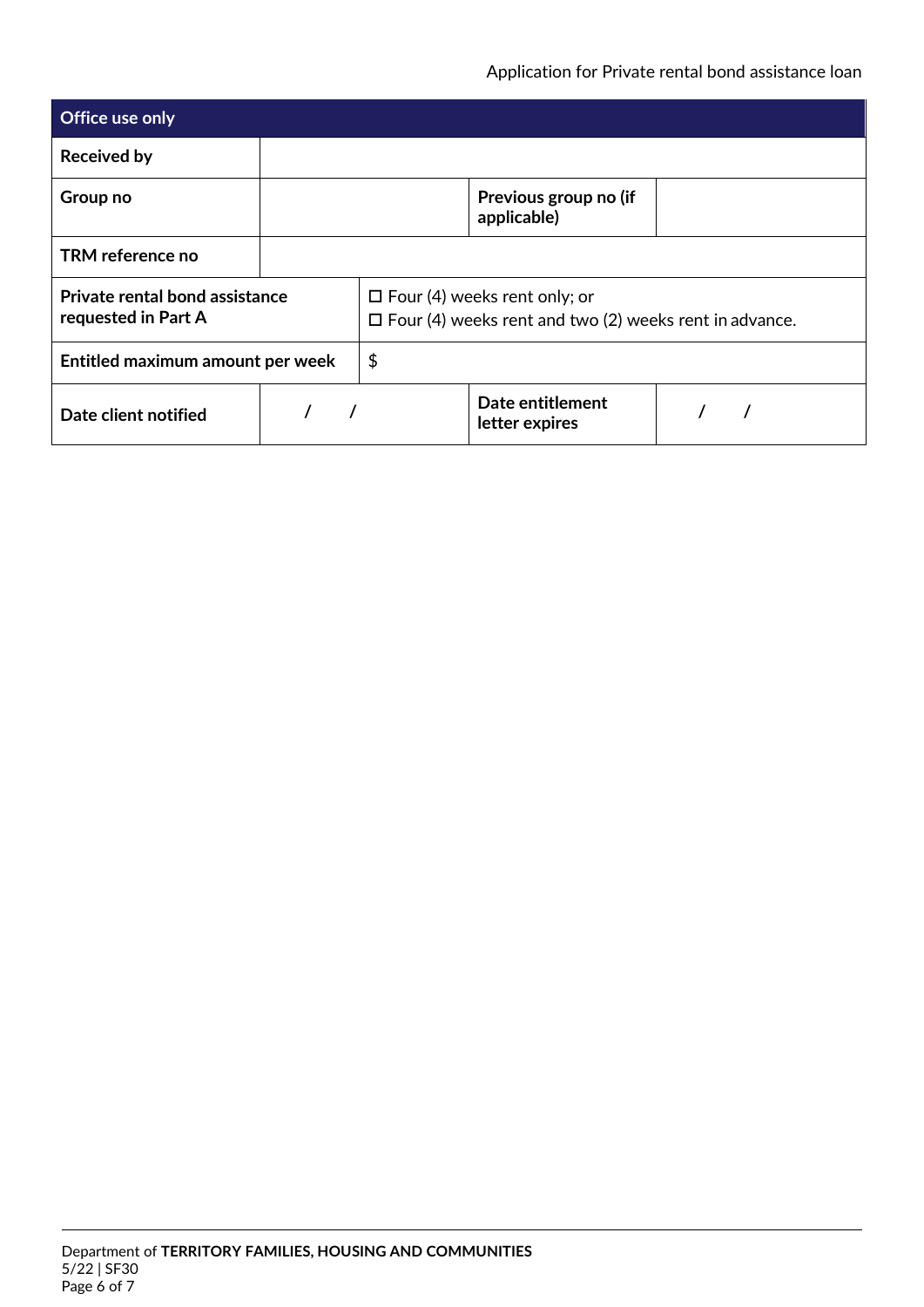| Office use only | | | |
|---|---|---|---|
| **Received by** | | | |
| **Group no** | | **Previous group no (if applicable)** | |
| **TRM reference no** | | | |
| **Private rental bond assistance requested in Part A** | ☐ Four (4) weeks rent only; or<br>☐ Four (4) weeks rent and two (2) weeks rent in advance. | | |
| **Entitled maximum amount per week** | $ | | |
| **Date client notified** | / / | **Date entitlement letter expires** | / / |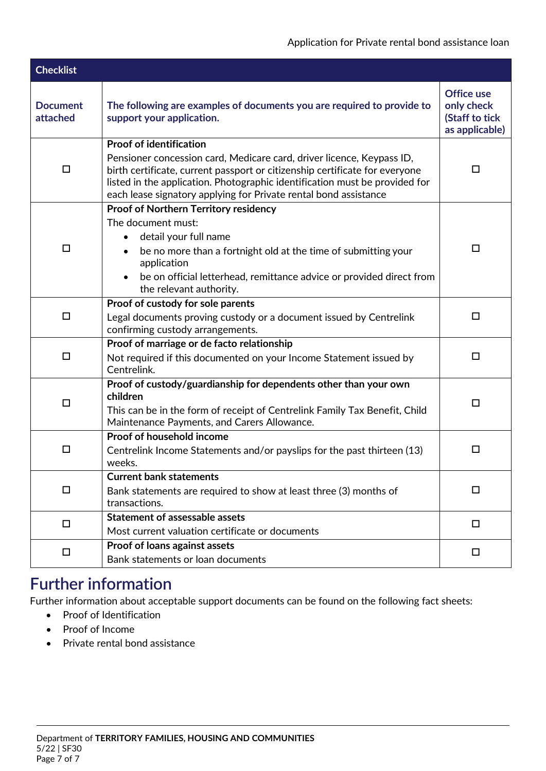| Checklist | | |
|---|---|---|
| **Document attached** | **The following are examples of documents you are required to provide to support your application.** | **Office use only check (Staff to tick as applicable)** |
| ☐ | **Proof of identification**<br>Pensioner concession card, Medicare card, driver licence, Keypass ID, birth certificate, current passport or citizenship certificate for everyone listed in the application. Photographic identification must be provided for each lease signatory applying for Private rental bond assistance | ☐ |
| ☐ | **Proof of Northern Territory residency**<br>The document must:<br>• detail your full name<br>• be no more than a fortnight old at the time of submitting your application<br>• be on official letterhead, remittance advice or provided direct from the relevant authority. | ☐ |
| ☐ | **Proof of custody for sole parents**<br>Legal documents proving custody or a document issued by Centrelink confirming custody arrangements. | ☐ |
| ☐ | **Proof of marriage or de facto relationship**<br>Not required if this documented on your Income Statement issued by Centrelink. | ☐ |
| ☐ | **Proof of custody/guardianship for dependents other than your own children**<br>This can be in the form of receipt of Centrelink Family Tax Benefit, Child Maintenance Payments, and Carers Allowance. | ☐ |
| ☐ | **Proof of household income**<br>Centrelink Income Statements and/or payslips for the past thirteen (13) weeks. | ☐ |
| ☐ | **Current bank statements**<br>Bank statements are required to show at least three (3) months of transactions. | ☐ |
| ☐ | **Statement of assessable assets**<br>Most current valuation certificate or documents | ☐ |
| ☐ | **Proof of loans against assets**<br>Bank statements or loan documents | ☐ |

# Further information

Further information about acceptable support documents can be found on the following fact sheets:

- Proof of Identification
- Proof of Income
- Private rental bond assistance

Department of **TERRITORY FAMILIES, HOUSING AND COMMUNITIES**
5/22 | SF30